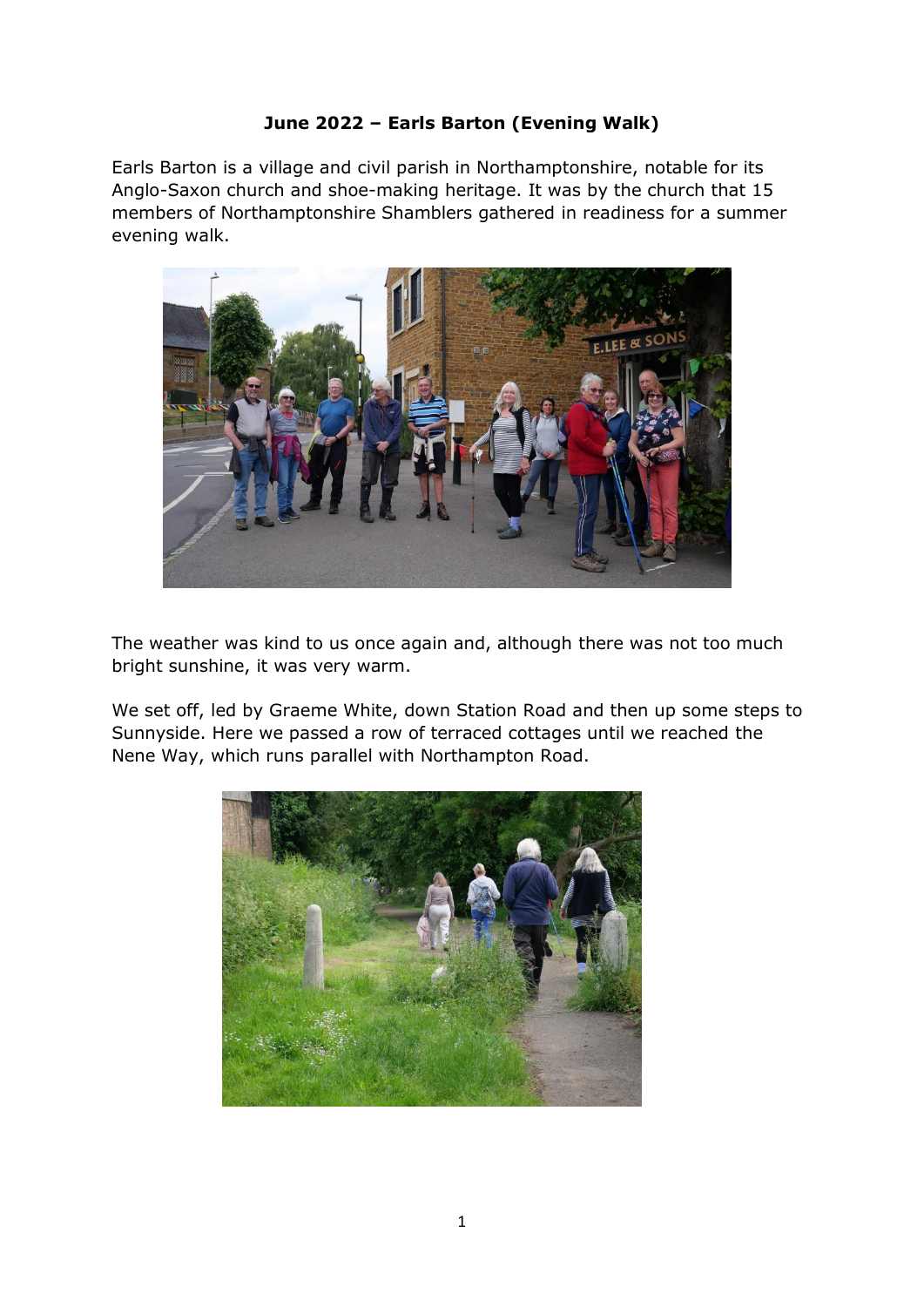**June 2022 – Earls Barton (Evening Walk)**

Earls Barton is a village and civil parish in Northamptonshire, notable for its Anglo-Saxon church and shoe-making heritage. It was by the church that 15 members of Northamptonshire Shamblers gathered in readiness for a summer evening walk.

The weather was kind to us once again and, although there was not too much bright sunshine, it was very warm.

We set off, led by Graeme White, down Station Road and then up some steps to Sunnyside. Here we passed a row of terraced cottages until we reached the Nene Way, which runs parallel with Northampton Road.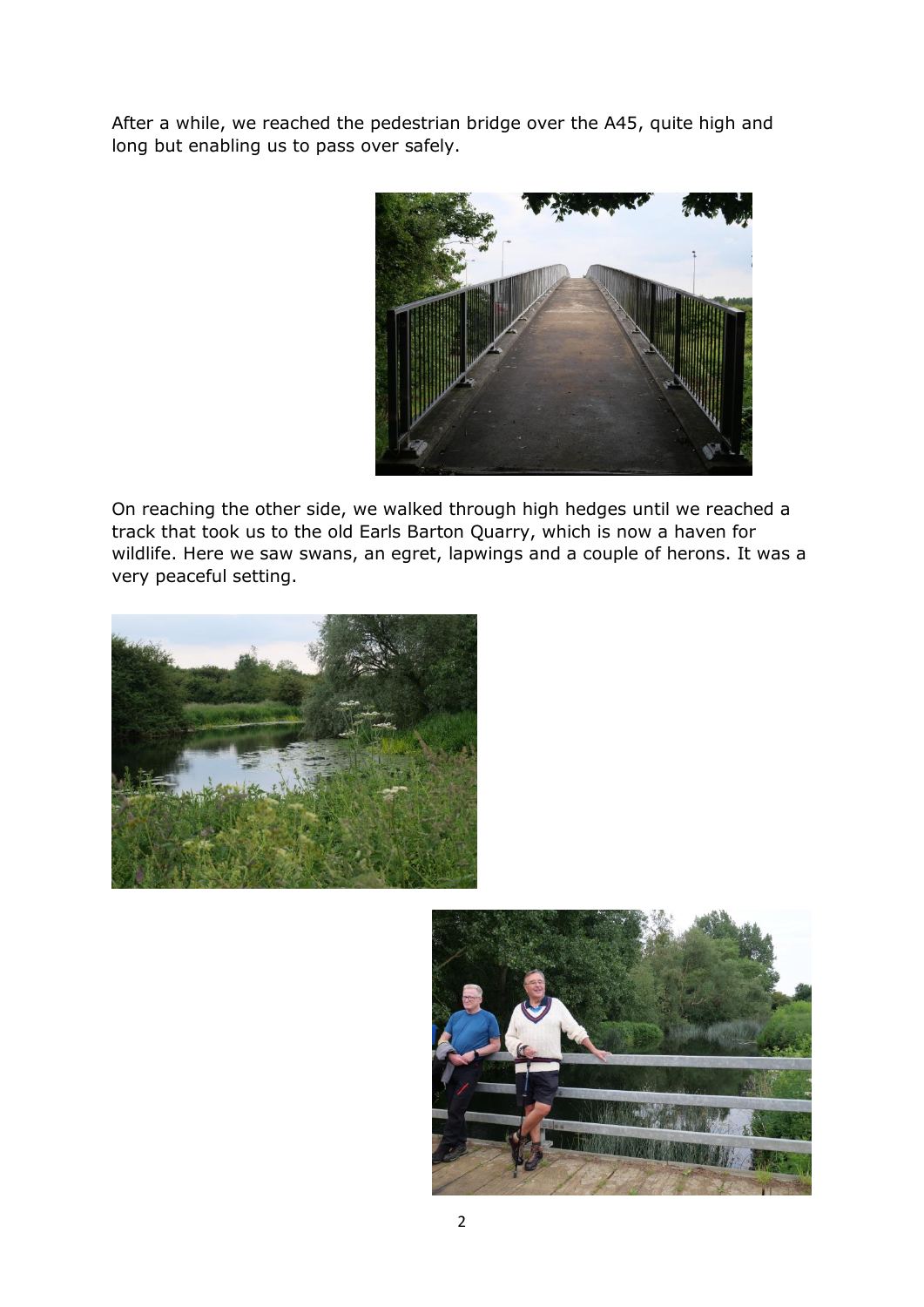After a while, we reached the pedestrian bridge over the A45, quite high and long but enabling us to pass over safely.

On reaching the other side, we walked through high hedges until we reached a track that took us to the old Earls Barton Quarry, which is now a haven for wildlife. Here we saw swans, an egret, lapwings and a couple of herons. It was a very peaceful setting.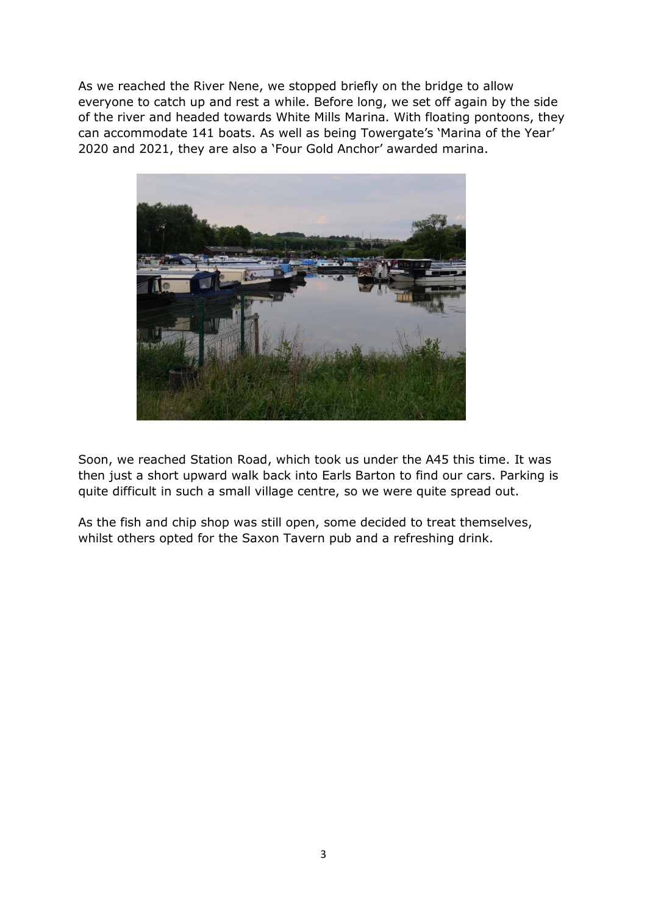As we reached the River Nene, we stopped briefly on the bridge to allow everyone to catch up and rest a while. Before long, we set off again by the side of the river and headed towards White Mills Marina. With floating pontoons, they can accommodate 141 boats. As well as being Towergate's 'Marina of the Year' 2020 and 2021, they are also a 'Four Gold Anchor' awarded marina.

Soon, we reached Station Road, which took us under the A45 this time. It was then just a short upward walk back into Earls Barton to find our cars. Parking is quite difficult in such a small village centre, so we were quite spread out.

As the fish and chip shop was still open, some decided to treat themselves, whilst others opted for the Saxon Tavern pub and a refreshing drink.